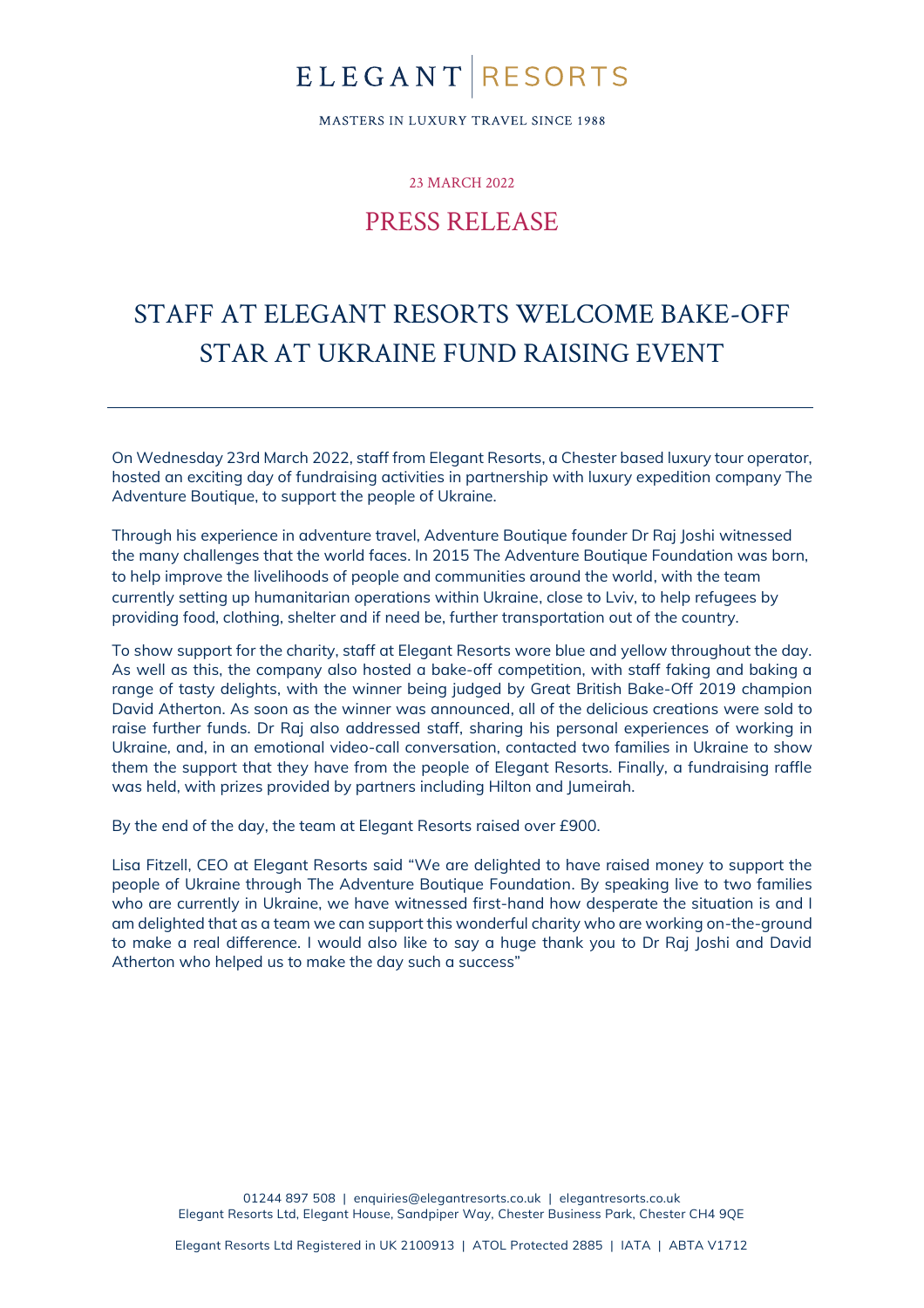# ELEGANT | RESORTS

MASTERS IN LUXURY TRAVEL SINCE 1988

23 MARCH 2022

## PRESS RELEASE

# STAFF AT ELEGANT RESORTS WELCOME BAKE-OFF STAR AT UKRAINE FUND RAISING EVENT

---

On Wednesday 23rd March 2022, staff from Elegant Resorts, a Chester based luxury tour operator, hosted an exciting day of fundraising activities in partnership with luxury expedition company The Adventure Boutique, to support the people of Ukraine.

Through his experience in adventure travel, Adventure Boutique founder Dr Raj Joshi witnessed the many challenges that the world faces. In 2015 The Adventure Boutique Foundation was born, to help improve the livelihoods of people and communities around the world, with the team currently setting up humanitarian operations within Ukraine, close to Lviv, to help refugees by providing food, clothing, shelter and if need be, further transportation out of the country.

To show support for the charity, staff at Elegant Resorts wore blue and yellow throughout the day. As well as this, the company also hosted a bake-off competition, with staff faking and baking a range of tasty delights, with the winner being judged by Great British Bake-Off 2019 champion David Atherton. As soon as the winner was announced, all of the delicious creations were sold to raise further funds. Dr Raj also addressed staff, sharing his personal experiences of working in Ukraine, and, in an emotional video-call conversation, contacted two families in Ukraine to show them the support that they have from the people of Elegant Resorts. Finally, a fundraising raffle was held, with prizes provided by partners including Hilton and Jumeirah.

By the end of the day, the team at Elegant Resorts raised over £900.

Lisa Fitzell, CEO at Elegant Resorts said "We are delighted to have raised money to support the people of Ukraine through The Adventure Boutique Foundation. By speaking live to two families who are currently in Ukraine, we have witnessed first-hand how desperate the situation is and I am delighted that as a team we can support this wonderful charity who are working on-the-ground to make a real difference. I would also like to say a huge thank you to Dr Raj Joshi and David Atherton who helped us to make the day such a success"

01244 897 508 | enquiries@elegantresorts.co.uk | elegantresorts.co.uk
Elegant Resorts Ltd, Elegant House, Sandpiper Way, Chester Business Park, Chester CH4 9QE

Elegant Resorts Ltd Registered in UK 2100913 | ATOL Protected 2885 | IATA | ABTA V1712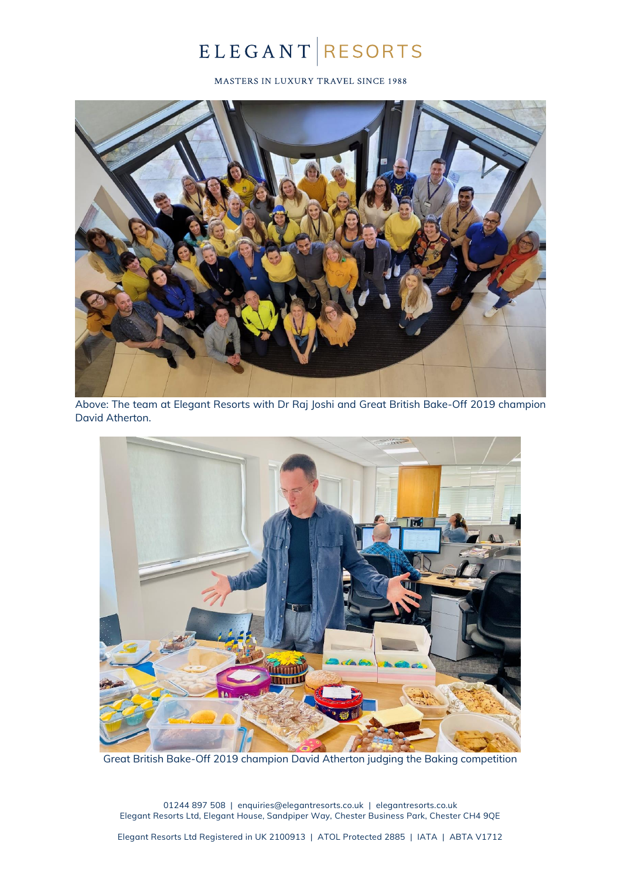Above: The team at Elegant Resorts with Dr Raj Joshi and Great British Bake-Off 2019 champion David Atherton.

Great British Bake-Off 2019 champion David Atherton judging the Baking competition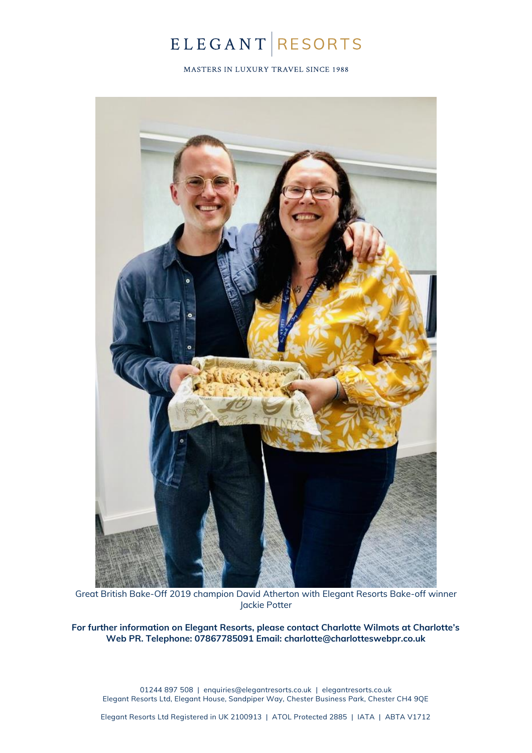# ELEGANT | RESORTS

MASTERS IN LUXURY TRAVEL SINCE 1988

Great British Bake-Off 2019 champion David Atherton with Elegant Resorts Bake-off winner Jackie Potter

**For further information on Elegant Resorts, please contact Charlotte Wilmots at Charlotte's Web PR. Telephone: 07867785091 Email: charlotte@charlotteswebpr.co.uk**

01244 897 508 | enquiries@elegantresorts.co.uk | elegantresorts.co.uk
Elegant Resorts Ltd, Elegant House, Sandpiper Way, Chester Business Park, Chester CH4 9QE

Elegant Resorts Ltd Registered in UK 2100913 | ATOL Protected 2885 | IATA | ABTA V1712